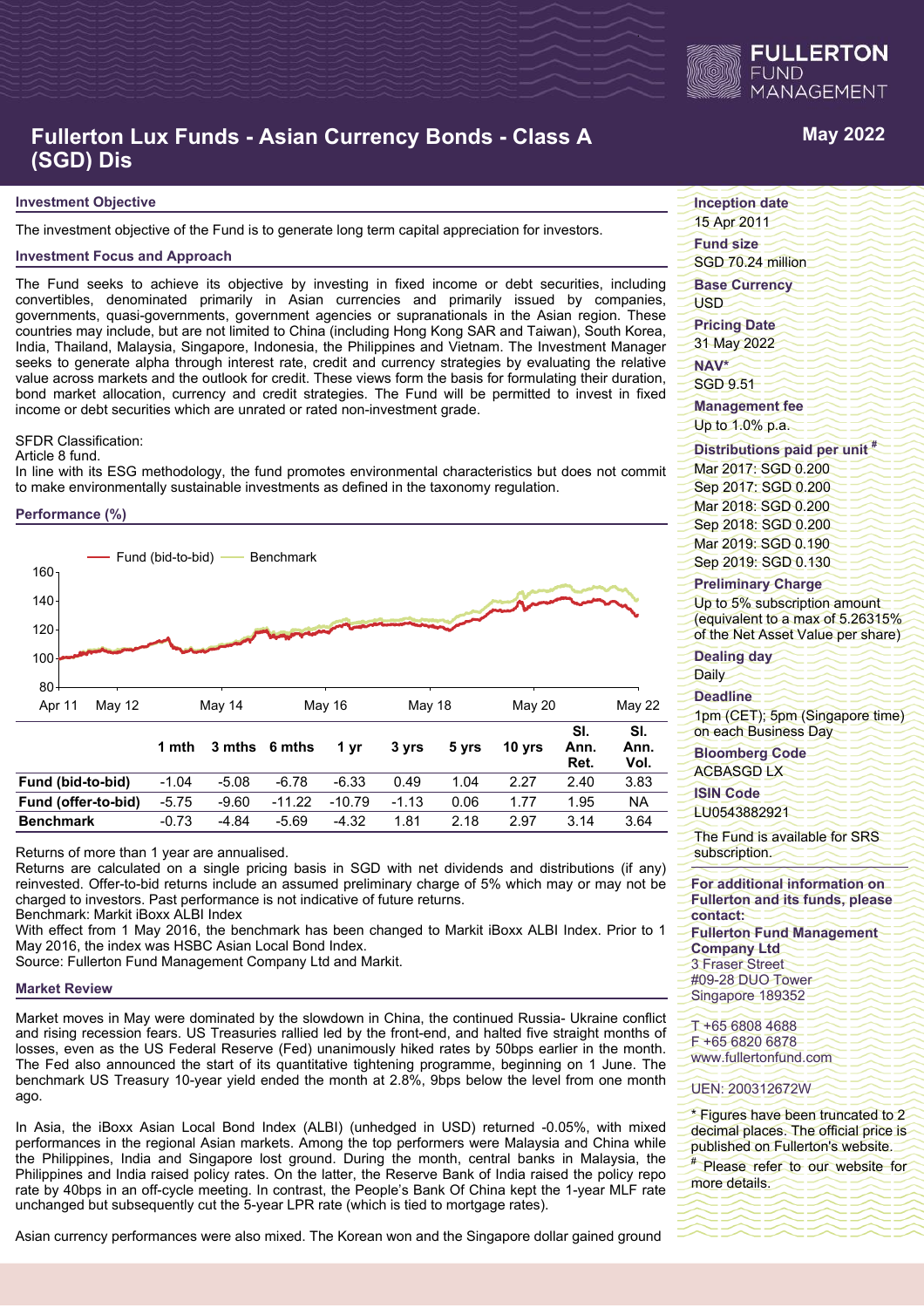# Fullerton Lux Funds - Asian Currency Bonds - Class A (SGD) Dis

May 2022

## Investment Objective

The investment objective of the Fund is to generate long term capital appreciation for investors.

## Investment Focus and Approach

The Fund seeks to achieve its objective by investing in fixed income or debt securities, including convertibles, denominated primarily in Asian currencies and primarily issued by companies, governments, quasi-governments, government agencies or supranationals in the Asian region. These countries may include, but are not limited to China (including Hong Kong SAR and Taiwan), South Korea, India, Thailand, Malaysia, Singapore, Indonesia, the Philippines and Vietnam. The Investment Manager seeks to generate alpha through interest rate, credit and currency strategies by evaluating the relative value across markets and the outlook for credit. These views form the basis for formulating their duration, bond market allocation, currency and credit strategies. The Fund will be permitted to invest in fixed income or debt securities which are unrated or rated non-investment grade.

SFDR Classification:
Article 8 fund.
In line with its ESG methodology, the fund promotes environmental characteristics but does not commit to make environmentally sustainable investments as defined in the taxonomy regulation.

## Performance (%)

|  | 1 mth | 3 mths | 6 mths | 1 yr | 3 yrs | 5 yrs | 10 yrs | SI. Ann. Ret. | SI. Ann. Vol. |
|---|---|---|---|---|---|---|---|---|---|
| **Fund (bid-to-bid)** | -1.04 | -5.08 | -6.78 | -6.33 | 0.49 | 1.04 | 2.27 | 2.40 | 3.83 |
| **Fund (offer-to-bid)** | -5.75 | -9.60 | -11.22 | -10.79 | -1.13 | 0.06 | 1.77 | 1.95 | NA |
| **Benchmark** | -0.73 | -4.84 | -5.69 | -4.32 | 1.81 | 2.18 | 2.97 | 3.14 | 3.64 |

Returns of more than 1 year are annualised.
Returns are calculated on a single pricing basis in SGD with net dividends and distributions (if any) reinvested. Offer-to-bid returns include an assumed preliminary charge of 5% which may or may not be charged to investors. Past performance is not indicative of future returns.
Benchmark: Markit iBoxx ALBI Index
With effect from 1 May 2016, the benchmark has been changed to Markit iBoxx ALBI Index. Prior to 1 May 2016, the index was HSBC Asian Local Bond Index.
Source: Fullerton Fund Management Company Ltd and Markit.

## Market Review

Market moves in May were dominated by the slowdown in China, the continued Russia- Ukraine conflict and rising recession fears. US Treasuries rallied led by the front-end, and halted five straight months of losses, even as the US Federal Reserve (Fed) unanimously hiked rates by 50bps earlier in the month. The Fed also announced the start of its quantitative tightening programme, beginning on 1 June. The benchmark US Treasury 10-year yield ended the month at 2.8%, 9bps below the level from one month ago.

In Asia, the iBoxx Asian Local Bond Index (ALBI) (unhedged in USD) returned -0.05%, with mixed performances in the regional Asian markets. Among the top performers were Malaysia and China while the Philippines, India and Singapore lost ground. During the month, central banks in Malaysia, the Philippines and India raised policy rates. On the latter, the Reserve Bank of India raised the policy repo rate by 40bps in an off-cycle meeting. In contrast, the People's Bank Of China kept the 1-year MLF rate unchanged but subsequently cut the 5-year LPR rate (which is tied to mortgage rates).

Asian currency performances were also mixed. The Korean won and the Singapore dollar gained ground

**Inception date**
15 Apr 2011

**Fund size**
SGD 70.24 million

**Base Currency**
USD

**Pricing Date**
31 May 2022

**NAV***
SGD 9.51

**Management fee**
Up to 1.0% p.a.

**Distributions paid per unit #**
Mar 2017: SGD 0.200
Sep 2017: SGD 0.200
Mar 2018: SGD 0.200
Sep 2018: SGD 0.200
Mar 2019: SGD 0.190
Sep 2019: SGD 0.130

**Preliminary Charge**
Up to 5% subscription amount (equivalent to a max of 5.26315% of the Net Asset Value per share)

**Dealing day**
Daily

**Deadline**
1pm (CET); 5pm (Singapore time) on each Business Day

**Bloomberg Code**
ACBASGD LX

**ISIN Code**
LU0543882921

The Fund is available for SRS subscription.

**For additional information on Fullerton and its funds, please contact:**

**Fullerton Fund Management Company Ltd**
3 Fraser Street
#09-28 DUO Tower
Singapore 189352

T +65 6808 4688
F +65 6820 6878
www.fullertonfund.com

UEN: 200312672W

* Figures have been truncated to 2 decimal places. The official price is published on Fullerton's website.
# Please refer to our website for more details.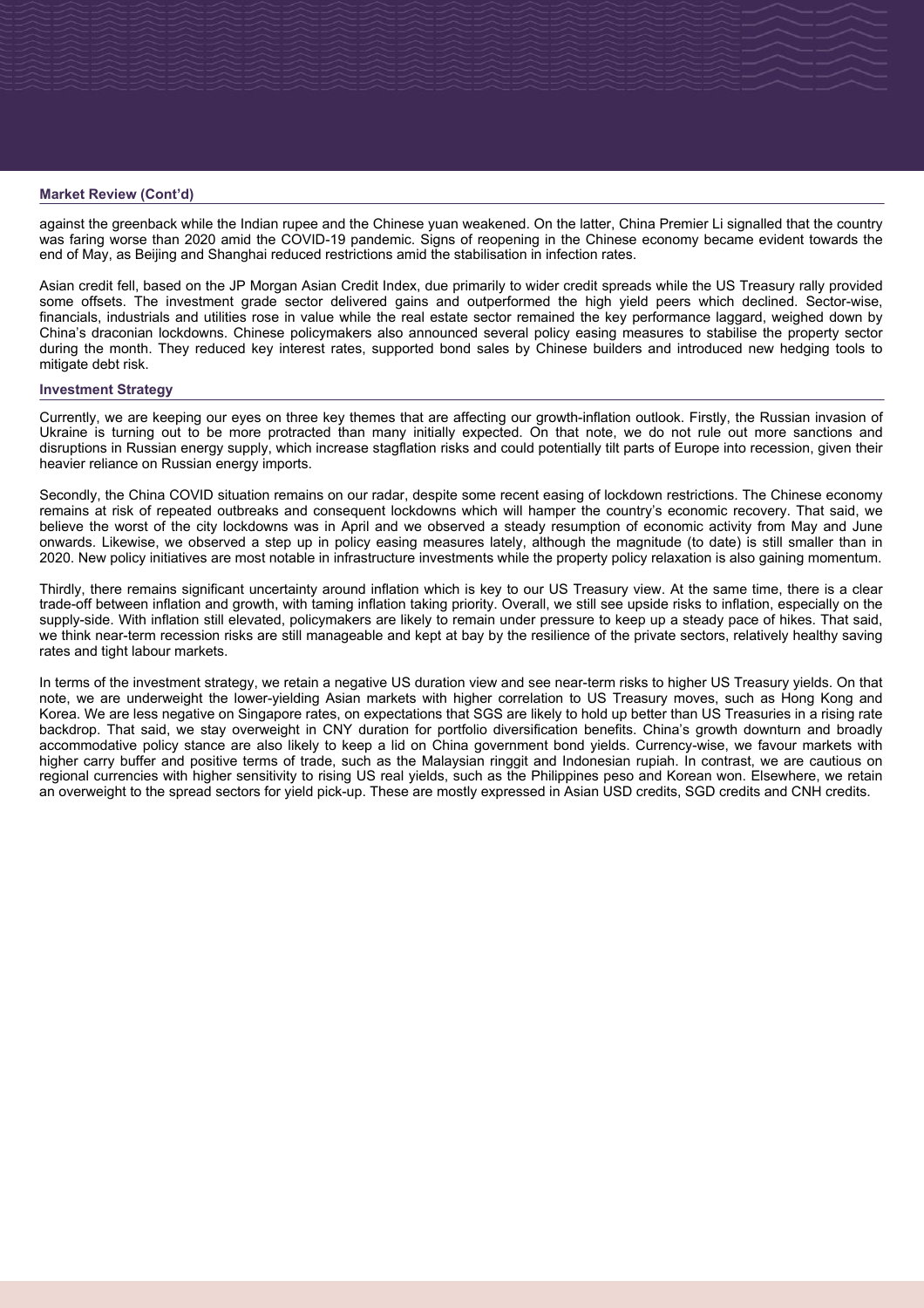## Market Review (Cont'd)

against the greenback while the Indian rupee and the Chinese yuan weakened. On the latter, China Premier Li signalled that the country was faring worse than 2020 amid the COVID-19 pandemic. Signs of reopening in the Chinese economy became evident towards the end of May, as Beijing and Shanghai reduced restrictions amid the stabilisation in infection rates.

Asian credit fell, based on the JP Morgan Asian Credit Index, due primarily to wider credit spreads while the US Treasury rally provided some offsets. The investment grade sector delivered gains and outperformed the high yield peers which declined. Sector-wise, financials, industrials and utilities rose in value while the real estate sector remained the key performance laggard, weighed down by China's draconian lockdowns. Chinese policymakers also announced several policy easing measures to stabilise the property sector during the month. They reduced key interest rates, supported bond sales by Chinese builders and introduced new hedging tools to mitigate debt risk.

## Investment Strategy

Currently, we are keeping our eyes on three key themes that are affecting our growth-inflation outlook. Firstly, the Russian invasion of Ukraine is turning out to be more protracted than many initially expected. On that note, we do not rule out more sanctions and disruptions in Russian energy supply, which increase stagflation risks and could potentially tilt parts of Europe into recession, given their heavier reliance on Russian energy imports.

Secondly, the China COVID situation remains on our radar, despite some recent easing of lockdown restrictions. The Chinese economy remains at risk of repeated outbreaks and consequent lockdowns which will hamper the country's economic recovery. That said, we believe the worst of the city lockdowns was in April and we observed a steady resumption of economic activity from May and June onwards. Likewise, we observed a step up in policy easing measures lately, although the magnitude (to date) is still smaller than in 2020. New policy initiatives are most notable in infrastructure investments while the property policy relaxation is also gaining momentum.

Thirdly, there remains significant uncertainty around inflation which is key to our US Treasury view. At the same time, there is a clear trade-off between inflation and growth, with taming inflation taking priority. Overall, we still see upside risks to inflation, especially on the supply-side. With inflation still elevated, policymakers are likely to remain under pressure to keep up a steady pace of hikes. That said, we think near-term recession risks are still manageable and kept at bay by the resilience of the private sectors, relatively healthy saving rates and tight labour markets.

In terms of the investment strategy, we retain a negative US duration view and see near-term risks to higher US Treasury yields. On that note, we are underweight the lower-yielding Asian markets with higher correlation to US Treasury moves, such as Hong Kong and Korea. We are less negative on Singapore rates, on expectations that SGS are likely to hold up better than US Treasuries in a rising rate backdrop. That said, we stay overweight in CNY duration for portfolio diversification benefits. China's growth downturn and broadly accommodative policy stance are also likely to keep a lid on China government bond yields. Currency-wise, we favour markets with higher carry buffer and positive terms of trade, such as the Malaysian ringgit and Indonesian rupiah. In contrast, we are cautious on regional currencies with higher sensitivity to rising US real yields, such as the Philippines peso and Korean won. Elsewhere, we retain an overweight to the spread sectors for yield pick-up. These are mostly expressed in Asian USD credits, SGD credits and CNH credits.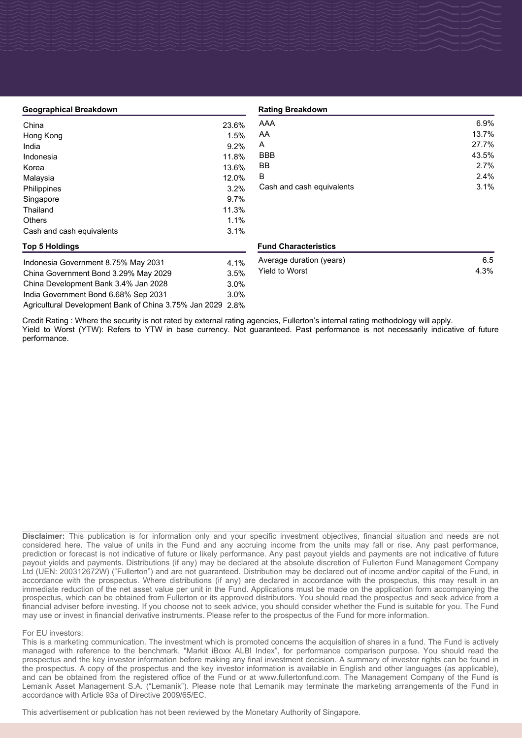## Geographical Breakdown

| | |
|---|---|
| China | 23.6% |
| Hong Kong | 1.5% |
| India | 9.2% |
| Indonesia | 11.8% |
| Korea | 13.6% |
| Malaysia | 12.0% |
| Philippines | 3.2% |
| Singapore | 9.7% |
| Thailand | 11.3% |
| Others | 1.1% |
| Cash and cash equivalents | 3.1% |

## Rating Breakdown

| | |
|---|---|
| AAA | 6.9% |
| AA | 13.7% |
| A | 27.7% |
| BBB | 43.5% |
| BB | 2.7% |
| B | 2.4% |
| Cash and cash equivalents | 3.1% |

## Top 5 Holdings

| | |
|---|---|
| Indonesia Government 8.75% May 2031 | 4.1% |
| China Government Bond 3.29% May 2029 | 3.5% |
| China Development Bank 3.4% Jan 2028 | 3.0% |
| India Government Bond 6.68% Sep 2031 | 3.0% |
| Agricultural Development Bank of China 3.75% Jan 2029 | 2.8% |

## Fund Characteristics

| | |
|---|---|
| Average duration (years) | 6.5 |
| Yield to Worst | 4.3% |

Credit Rating : Where the security is not rated by external rating agencies, Fullerton's internal rating methodology will apply.
Yield to Worst (YTW): Refers to YTW in base currency. Not guaranteed. Past performance is not necessarily indicative of future performance.

**Disclaimer:** This publication is for information only and your specific investment objectives, financial situation and needs are not considered here. The value of units in the Fund and any accruing income from the units may fall or rise. Any past performance, prediction or forecast is not indicative of future or likely performance. Any past payout yields and payments are not indicative of future payout yields and payments. Distributions (if any) may be declared at the absolute discretion of Fullerton Fund Management Company Ltd (UEN: 200312672W) ("Fullerton") and are not guaranteed. Distribution may be declared out of income and/or capital of the Fund, in accordance with the prospectus. Where distributions (if any) are declared in accordance with the prospectus, this may result in an immediate reduction of the net asset value per unit in the Fund. Applications must be made on the application form accompanying the prospectus, which can be obtained from Fullerton or its approved distributors. You should read the prospectus and seek advice from a financial adviser before investing. If you choose not to seek advice, you should consider whether the Fund is suitable for you. The Fund may use or invest in financial derivative instruments. Please refer to the prospectus of the Fund for more information.

For EU investors:
This is a marketing communication. The investment which is promoted concerns the acquisition of shares in a fund. The Fund is actively managed with reference to the benchmark, "Markit iBoxx ALBI Index", for performance comparison purpose. You should read the prospectus and the key investor information before making any final investment decision. A summary of investor rights can be found in the prospectus. A copy of the prospectus and the key investor information is available in English and other languages (as applicable), and can be obtained from the registered office of the Fund or at www.fullertonfund.com. The Management Company of the Fund is Lemanik Asset Management S.A. ("Lemanik"). Please note that Lemanik may terminate the marketing arrangements of the Fund in accordance with Article 93a of Directive 2009/65/EC.

This advertisement or publication has not been reviewed by the Monetary Authority of Singapore.